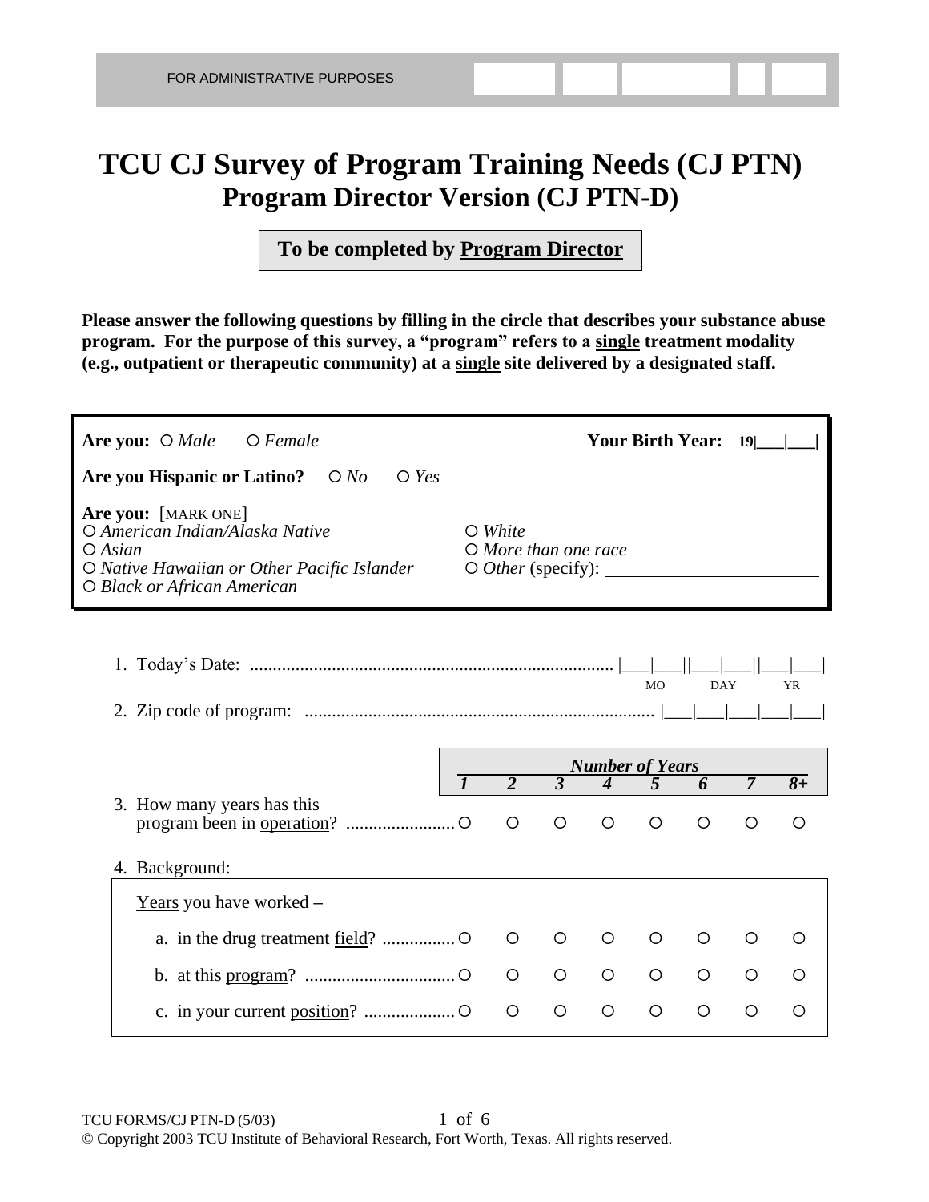FOR ADMINISTRATIVE PURPOSES

# TCU CJ Survey of Program Training Needs (CJ PTN)
## Program Director Version (CJ PTN-D)

**To be completed by <u>Program Director</u>**

**Please answer the following questions by filling in the circle that describes your substance abuse program. For the purpose of this survey, a "program" refers to a <u>single</u> treatment modality (e.g., outpatient or therapeutic community) at a <u>single</u> site delivered by a designated staff.**

**Are you:** ○ *Male* ○ *Female*

**Your Birth Year:** 19|___|___|

**Are you Hispanic or Latino?** ○ *No* ○ *Yes*

**Are you:** [MARK ONE]

○ *American Indian/Alaska Native*
○ *Asian*
○ *Native Hawaiian or Other Pacific Islander*
○ *Black or African American*
○ *White*
○ *More than one race*
○ *Other* (specify): ____________

1. Today's Date: ................................................................................ |___|___||___|___||___|___| (MO DAY YR)

2. Zip code of program: ............................................................................ |___|___|___|___|___|

| | *Number of Years* | | | | | | | |
|---|---|---|---|---|---|---|---|---|
| | ***1*** | ***2*** | ***3*** | ***4*** | ***5*** | ***6*** | ***7*** | ***8+*** |
| 3. How many years has this program been in <u>operation</u>? | ○ | ○ | ○ | ○ | ○ | ○ | ○ | ○ |
| 4. Background: <u>Years</u> you have worked – | | | | | | | | |
| a. in the drug treatment <u>field</u>? | ○ | ○ | ○ | ○ | ○ | ○ | ○ | ○ |
| b. at this <u>program</u>? | ○ | ○ | ○ | ○ | ○ | ○ | ○ | ○ |
| c. in your current <u>position</u>? | ○ | ○ | ○ | ○ | ○ | ○ | ○ | ○ |

TCU FORMS/CJ PTN-D (5/03)

© Copyright 2003 TCU Institute of Behavioral Research, Fort Worth, Texas. All rights reserved.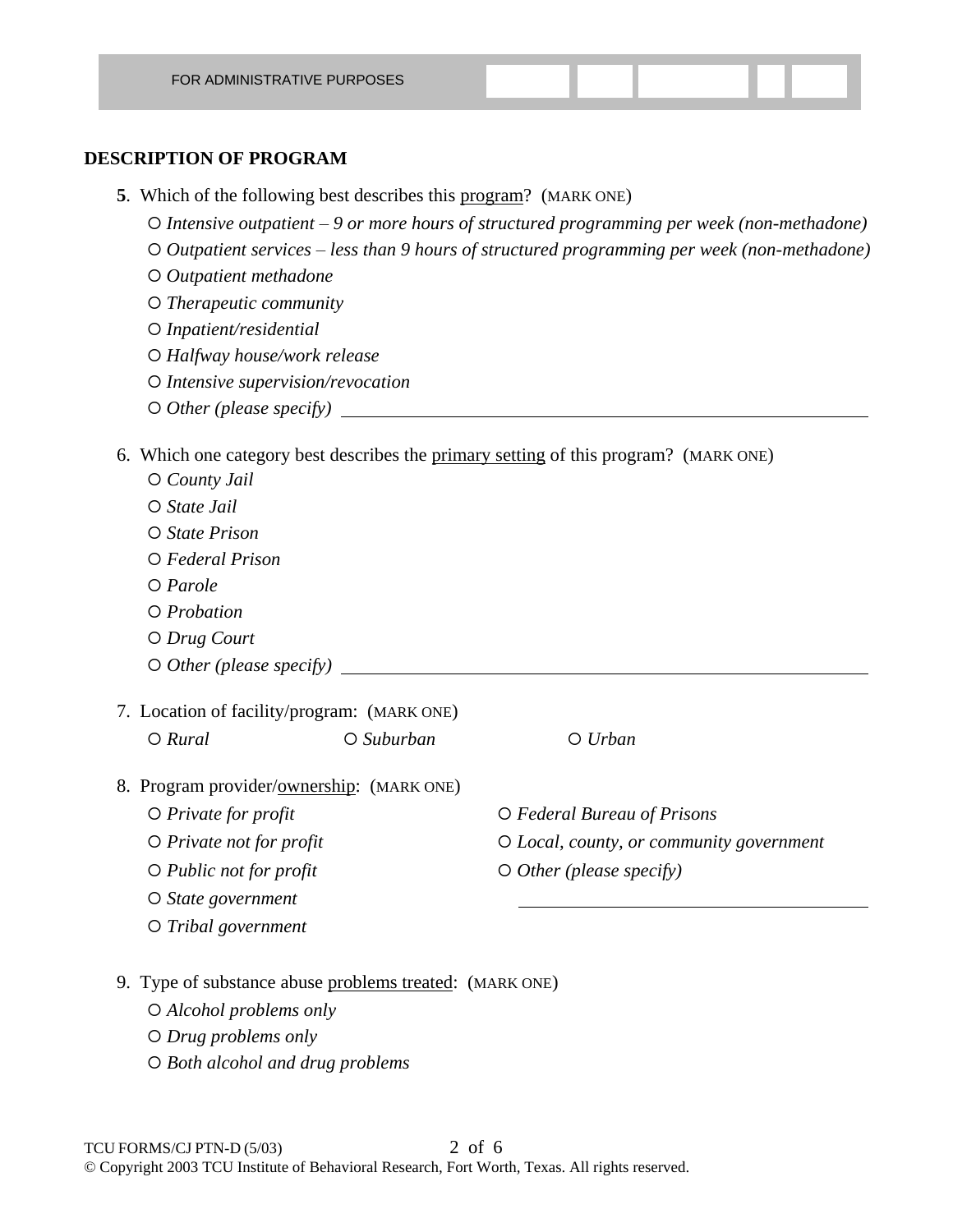FOR ADMINISTRATIVE PURPOSES

**DESCRIPTION OF PROGRAM**

**5**. Which of the following best describes this program? (MARK ONE)

- ○ *Intensive outpatient – 9 or more hours of structured programming per week (non-methadone)*
- ○ *Outpatient services – less than 9 hours of structured programming per week (non-methadone)*
- ○ *Outpatient methadone*
- ○ *Therapeutic community*
- ○ *Inpatient/residential*
- ○ *Halfway house/work release*
- ○ *Intensive supervision/revocation*
- ○ *Other (please specify)* ______________________________

6. Which one category best describes the primary setting of this program? (MARK ONE)

- ○ *County Jail*
- ○ *State Jail*
- ○ *State Prison*
- ○ *Federal Prison*
- ○ *Parole*
- ○ *Probation*
- ○ *Drug Court*
- ○ *Other (please specify)* ______________________________

7. Location of facility/program: (MARK ONE)

○ *Rural* ○ *Suburban* ○ *Urban*

8. Program provider/ownership: (MARK ONE)

- ○ *Private for profit*
- ○ *Private not for profit*
- ○ *Public not for profit*
- ○ *State government*
- ○ *Tribal government*
- ○ *Federal Bureau of Prisons*
- ○ *Local, county, or community government*
- ○ *Other (please specify)* ______________________________

9. Type of substance abuse problems treated: (MARK ONE)

- ○ *Alcohol problems only*
- ○ *Drug problems only*
- ○ *Both alcohol and drug problems*

TCU FORMS/CJ PTN-D (5/03)

© Copyright 2003 TCU Institute of Behavioral Research, Fort Worth, Texas. All rights reserved.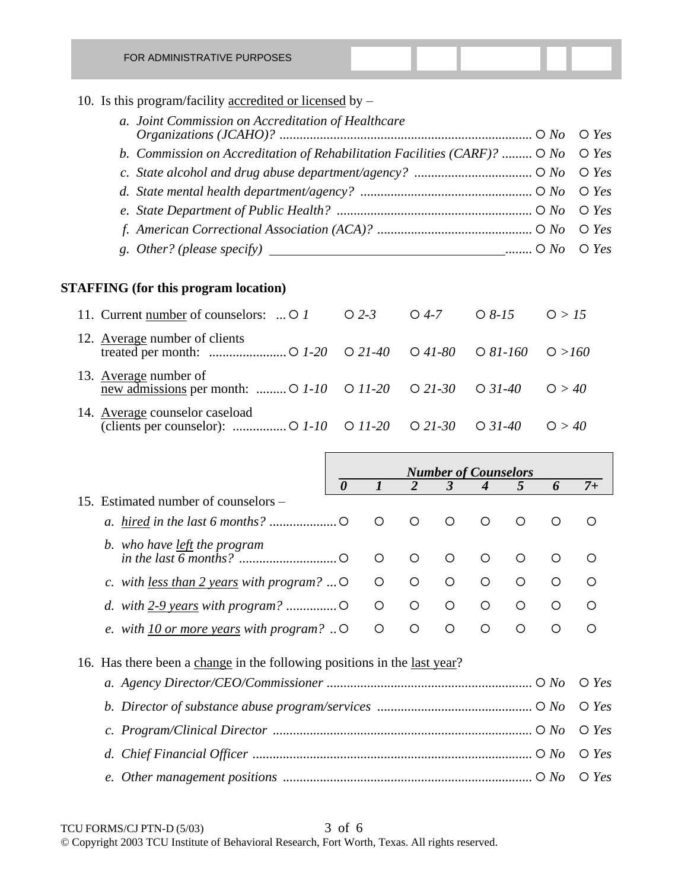FOR ADMINISTRATIVE PURPOSES

10. Is this program/facility accredited or licensed by –

| | | |
|---|---|---|
| *a. Joint Commission on Accreditation of Healthcare Organizations (JCAHO)?* | ○ *No* | ○ *Yes* |
| *b. Commission on Accreditation of Rehabilitation Facilities (CARF)?* | ○ *No* | ○ *Yes* |
| *c. State alcohol and drug abuse department/agency?* | ○ *No* | ○ *Yes* |
| *d. State mental health department/agency?* | ○ *No* | ○ *Yes* |
| *e. State Department of Public Health?* | ○ *No* | ○ *Yes* |
| *f. American Correctional Association (ACA)?* | ○ *No* | ○ *Yes* |
| *g. Other? (please specify)* ____________ | ○ *No* | ○ *Yes* |

**STAFFING (for this program location)**

| | | | | | |
|---|---|---|---|---|---|
| 11. Current number of counselors: | ○ *1* | ○ *2-3* | ○ *4-7* | ○ *8-15* | ○ *> 15* |
| 12. Average number of clients treated per month: | ○ *1-20* | ○ *21-40* | ○ *41-80* | ○ *81-160* | ○ *>160* |
| 13. Average number of new admissions per month: | ○ *1-10* | ○ *11-20* | ○ *21-30* | ○ *31-40* | ○ *> 40* |
| 14. Average counselor caseload (clients per counselor): | ○ *1-10* | ○ *11-20* | ○ *21-30* | ○ *31-40* | ○ *> 40* |

| 15. Estimated number of counselors – | ***Number of Counselors*** | | | | | | | |
|---|---|---|---|---|---|---|---|---|
| | ***0*** | ***1*** | ***2*** | ***3*** | ***4*** | ***5*** | ***6*** | ***7+*** |
| *a. hired in the last 6 months?* | ○ | ○ | ○ | ○ | ○ | ○ | ○ | ○ |
| *b. who have left the program in the last 6 months?* | ○ | ○ | ○ | ○ | ○ | ○ | ○ | ○ |
| *c. with less than 2 years with program?* | ○ | ○ | ○ | ○ | ○ | ○ | ○ | ○ |
| *d. with 2-9 years with program?* | ○ | ○ | ○ | ○ | ○ | ○ | ○ | ○ |
| *e. with 10 or more years with program?* | ○ | ○ | ○ | ○ | ○ | ○ | ○ | ○ |

16. Has there been a change in the following positions in the last year?

| | | |
|---|---|---|
| *a. Agency Director/CEO/Commissioner* | ○ *No* | ○ *Yes* |
| *b. Director of substance abuse program/services* | ○ *No* | ○ *Yes* |
| *c. Program/Clinical Director* | ○ *No* | ○ *Yes* |
| *d. Chief Financial Officer* | ○ *No* | ○ *Yes* |
| *e. Other management positions* | ○ *No* | ○ *Yes* |

TCU FORMS/CJ PTN-D (5/03)

© Copyright 2003 TCU Institute of Behavioral Research, Fort Worth, Texas. All rights reserved.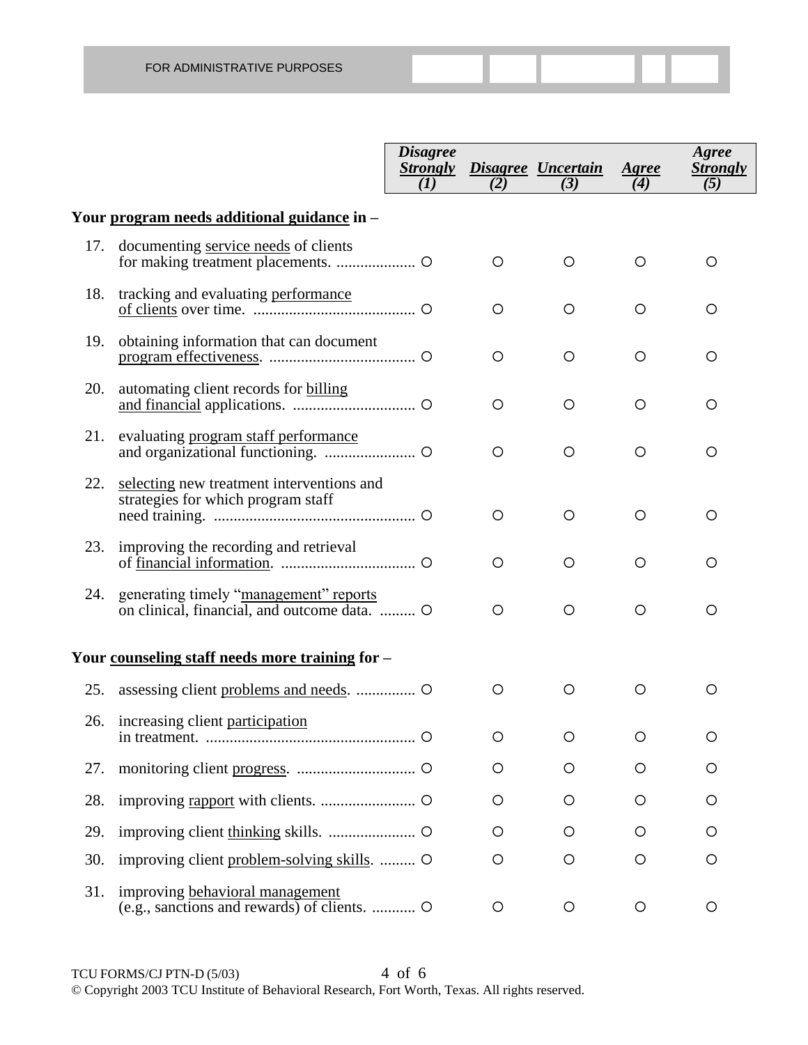FOR ADMINISTRATIVE PURPOSES

| | Disagree Strongly (1) | Disagree (2) | Uncertain (3) | Agree (4) | Agree Strongly (5) |
|---|---|---|---|---|---|
| **Your program needs additional guidance in –** | | | | | |
| 17. documenting service needs of clients for making treatment placements. | ○ | ○ | ○ | ○ | ○ |
| 18. tracking and evaluating performance of clients over time. | ○ | ○ | ○ | ○ | ○ |
| 19. obtaining information that can document program effectiveness. | ○ | ○ | ○ | ○ | ○ |
| 20. automating client records for billing and financial applications. | ○ | ○ | ○ | ○ | ○ |
| 21. evaluating program staff performance and organizational functioning. | ○ | ○ | ○ | ○ | ○ |
| 22. selecting new treatment interventions and strategies for which program staff need training. | ○ | ○ | ○ | ○ | ○ |
| 23. improving the recording and retrieval of financial information. | ○ | ○ | ○ | ○ | ○ |
| 24. generating timely "management" reports on clinical, financial, and outcome data. | ○ | ○ | ○ | ○ | ○ |
| **Your counseling staff needs more training for –** | | | | | |
| 25. assessing client problems and needs. | ○ | ○ | ○ | ○ | ○ |
| 26. increasing client participation in treatment. | ○ | ○ | ○ | ○ | ○ |
| 27. monitoring client progress. | ○ | ○ | ○ | ○ | ○ |
| 28. improving rapport with clients. | ○ | ○ | ○ | ○ | ○ |
| 29. improving client thinking skills. | ○ | ○ | ○ | ○ | ○ |
| 30. improving client problem-solving skills. | ○ | ○ | ○ | ○ | ○ |
| 31. improving behavioral management (e.g., sanctions and rewards) of clients. | ○ | ○ | ○ | ○ | ○ |

TCU FORMS/CJ PTN-D (5/03)

© Copyright 2003 TCU Institute of Behavioral Research, Fort Worth, Texas. All rights reserved.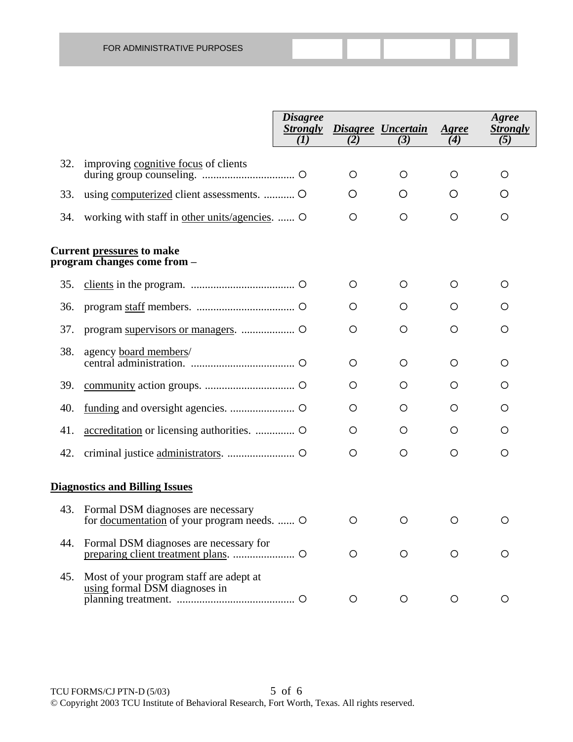FOR ADMINISTRATIVE PURPOSES

| | | *Disagree Strongly (1)* | *Disagree (2)* | *Uncertain (3)* | *Agree (4)* | *Agree Strongly (5)* |
|---|---|---|---|---|---|---|
| 32. | improving <u>cognitive focus</u> of clients during group counseling. | ○ | ○ | ○ | ○ | ○ |
| 33. | using <u>computerized</u> client assessments. | ○ | ○ | ○ | ○ | ○ |
| 34. | working with staff in <u>other units/agencies</u>. | ○ | ○ | ○ | ○ | ○ |
| | **Current <u>pressures</u> to make program changes come from –** | | | | | |
| 35. | <u>clients</u> in the program. | ○ | ○ | ○ | ○ | ○ |
| 36. | program <u>staff</u> members. | ○ | ○ | ○ | ○ | ○ |
| 37. | program <u>supervisors or managers</u>. | ○ | ○ | ○ | ○ | ○ |
| 38. | agency <u>board members</u>/ central administration. | ○ | ○ | ○ | ○ | ○ |
| 39. | <u>community</u> action groups. | ○ | ○ | ○ | ○ | ○ |
| 40. | <u>funding</u> and oversight agencies. | ○ | ○ | ○ | ○ | ○ |
| 41. | <u>accreditation</u> or licensing authorities. | ○ | ○ | ○ | ○ | ○ |
| 42. | criminal justice <u>administrators</u>. | ○ | ○ | ○ | ○ | ○ |
| | **<u>Diagnostics and Billing Issues</u>** | | | | | |
| 43. | Formal DSM diagnoses are necessary for <u>documentation</u> of your program needs. | ○ | ○ | ○ | ○ | ○ |
| 44. | Formal DSM diagnoses are necessary for <u>preparing client treatment plans</u>. | ○ | ○ | ○ | ○ | ○ |
| 45. | Most of your program staff are adept at <u>using</u> formal DSM diagnoses in planning treatment. | ○ | ○ | ○ | ○ | ○ |

TCU FORMS/CJ PTN-D (5/03)

© Copyright 2003 TCU Institute of Behavioral Research, Fort Worth, Texas. All rights reserved.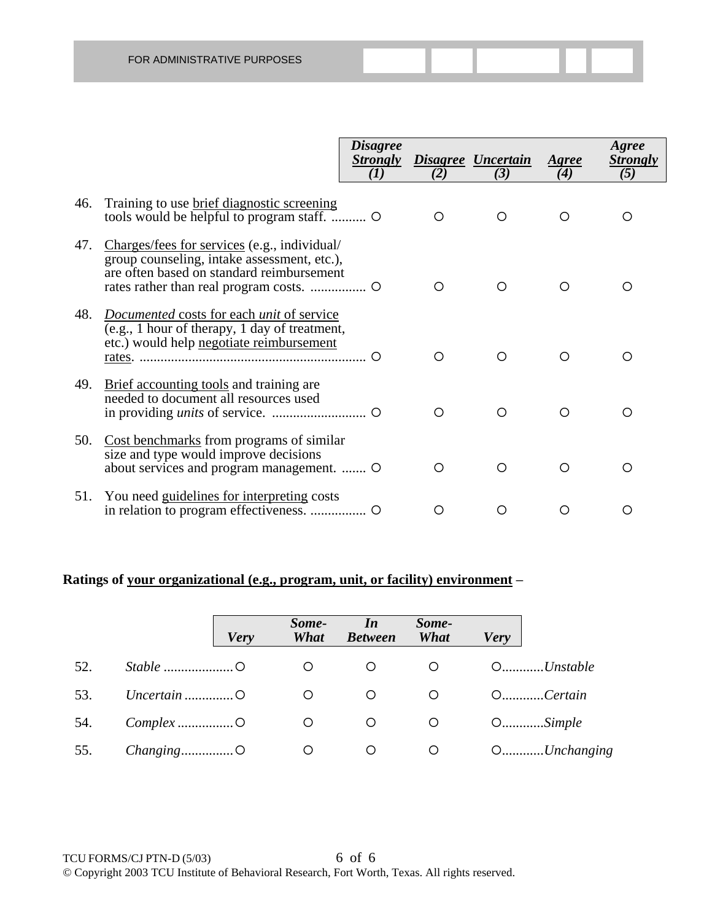FOR ADMINISTRATIVE PURPOSES

| | | *Disagree Strongly (1)* | *Disagree (2)* | *Uncertain (3)* | *Agree (4)* | *Agree Strongly (5)* |
|---|---|---|---|---|---|---|
| 46. | Training to use brief diagnostic screening tools would be helpful to program staff. | ○ | ○ | ○ | ○ | ○ |
| 47. | Charges/fees for services (e.g., individual/ group counseling, intake assessment, etc.), are often based on standard reimbursement rates rather than real program costs. | ○ | ○ | ○ | ○ | ○ |
| 48. | *Documented* costs for each *unit* of service (e.g., 1 hour of therapy, 1 day of treatment, etc.) would help negotiate reimbursement rates. | ○ | ○ | ○ | ○ | ○ |
| 49. | Brief accounting tools and training are needed to document all resources used in providing *units* of service. | ○ | ○ | ○ | ○ | ○ |
| 50. | Cost benchmarks from programs of similar size and type would improve decisions about services and program management. | ○ | ○ | ○ | ○ | ○ |
| 51. | You need guidelines for interpreting costs in relation to program effectiveness. | ○ | ○ | ○ | ○ | ○ |

**Ratings of your organizational (e.g., program, unit, or facility) environment –**

| | | *Very* | *Some-What* | *In Between* | *Some-What* | *Very* | |
|---|---|---|---|---|---|---|---|
| 52. | *Stable* | ○ | ○ | ○ | ○ | ○ | *Unstable* |
| 53. | *Uncertain* | ○ | ○ | ○ | ○ | ○ | *Certain* |
| 54. | *Complex* | ○ | ○ | ○ | ○ | ○ | *Simple* |
| 55. | *Changing* | ○ | ○ | ○ | ○ | ○ | *Unchanging* |

TCU FORMS/CJ PTN-D (5/03)

© Copyright 2003 TCU Institute of Behavioral Research, Fort Worth, Texas. All rights reserved.